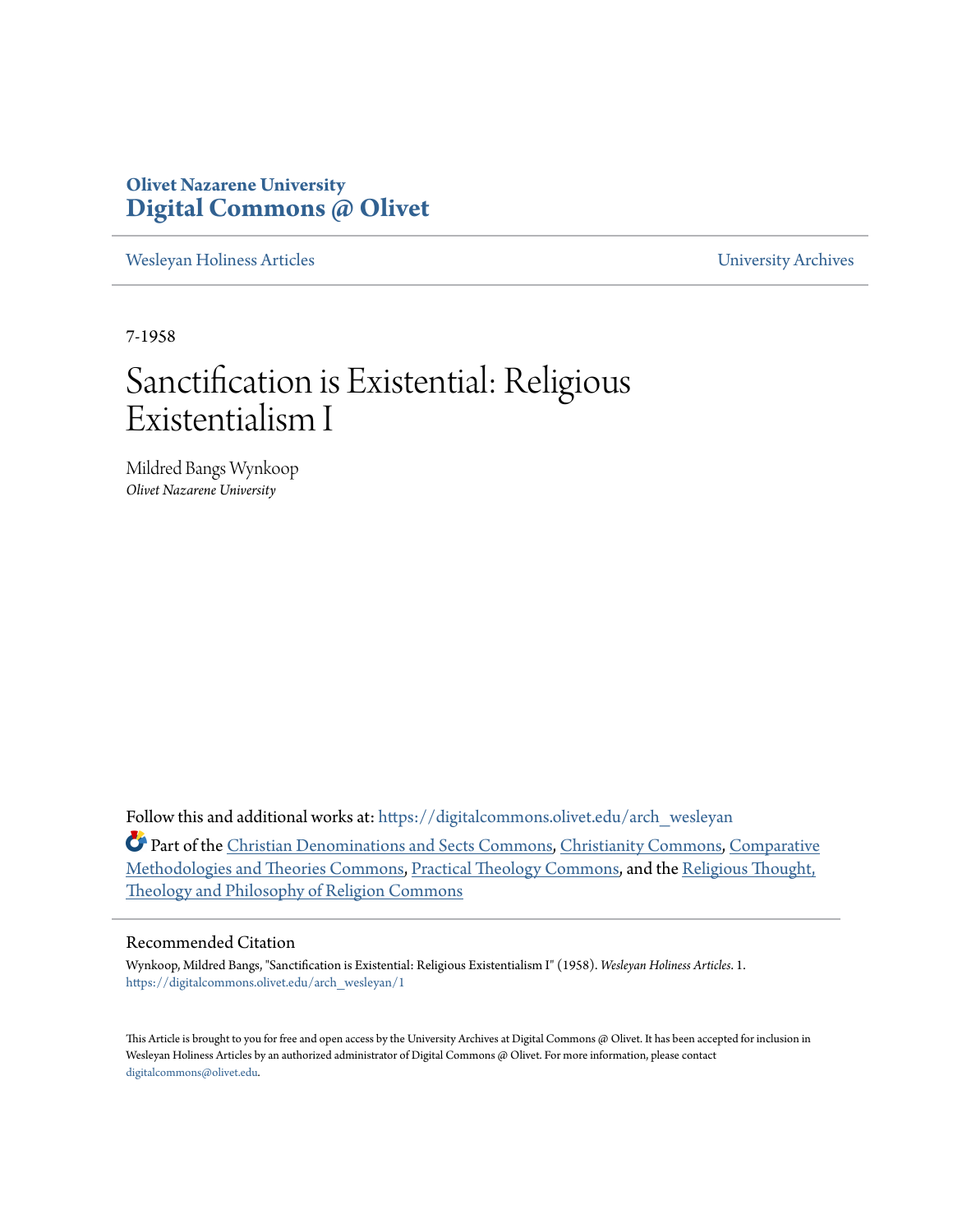Olivet Nazarene University
**Digital Commons @ Olivet**

Wesleyan Holiness Articles | University Archives

7-1958

# Sanctification is Existential: Religious Existentialism I

Mildred Bangs Wynkoop
*Olivet Nazarene University*

Follow this and additional works at: https://digitalcommons.olivet.edu/arch_wesleyan

Part of the Christian Denominations and Sects Commons, Christianity Commons, Comparative Methodologies and Theories Commons, Practical Theology Commons, and the Religious Thought, Theology and Philosophy of Religion Commons

## Recommended Citation

Wynkoop, Mildred Bangs, "Sanctification is Existential: Religious Existentialism I" (1958). *Wesleyan Holiness Articles*. 1.
https://digitalcommons.olivet.edu/arch_wesleyan/1

This Article is brought to you for free and open access by the University Archives at Digital Commons @ Olivet. It has been accepted for inclusion in Wesleyan Holiness Articles by an authorized administrator of Digital Commons @ Olivet. For more information, please contact digitalcommons@olivet.edu.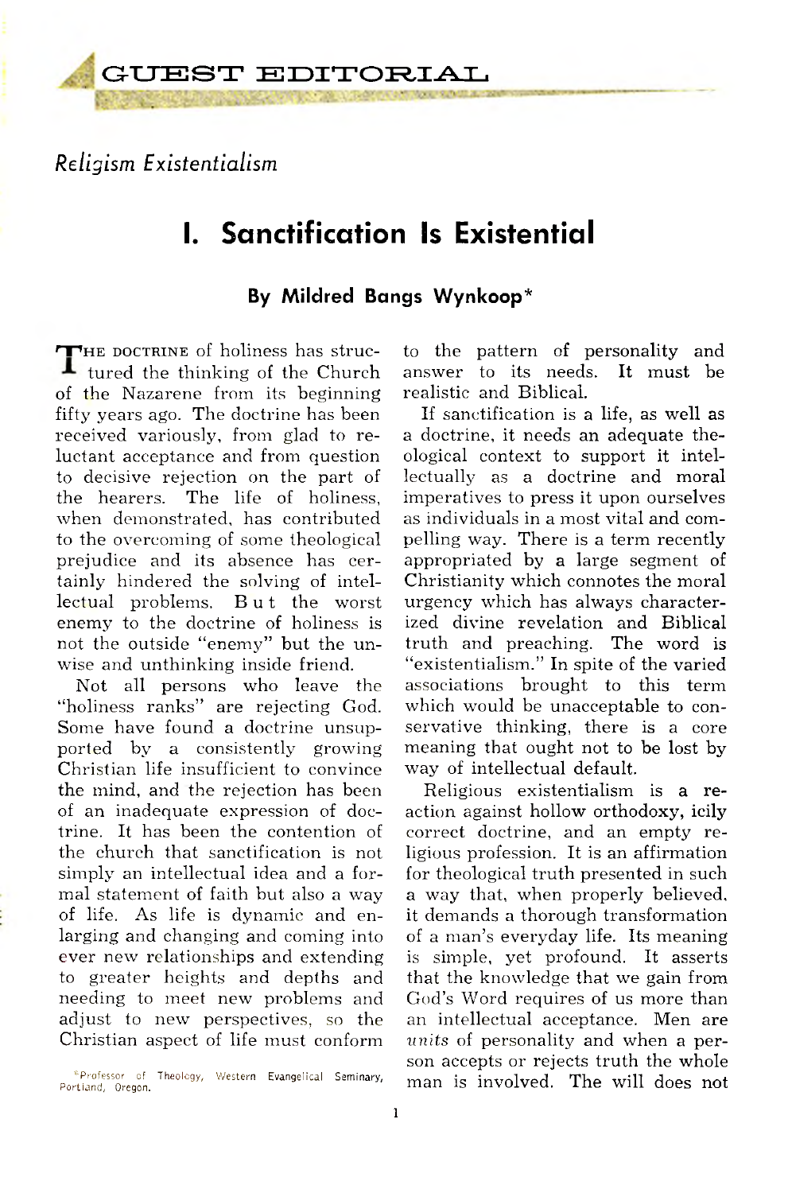## GUEST EDITORIAL

*Religism Existentialism*

# I. Sanctification Is Existential

### By Mildred Bangs Wynkoop*

The doctrine of holiness has structured the thinking of the Church of the Nazarene from its beginning fifty years ago. The doctrine has been received variously, from glad to reluctant acceptance and from question to decisive rejection on the part of the hearers. The life of holiness, when demonstrated, has contributed to the overcoming of some theological prejudice and its absence has certainly hindered the solving of intellectual problems. But the worst enemy to the doctrine of holiness is not the outside "enemy" but the unwise and unthinking inside friend.

Not all persons who leave the "holiness ranks" are rejecting God. Some have found a doctrine unsupported by a consistently growing Christian life insufficient to convince the mind, and the rejection has been of an inadequate expression of doctrine. It has been the contention of the church that sanctification is not simply an intellectual idea and a formal statement of faith but also a way of life. As life is dynamic and enlarging and changing and coming into ever new relationships and extending to greater heights and depths and needing to meet new problems and adjust to new perspectives, so the Christian aspect of life must conform to the pattern of personality and answer to its needs. It must be realistic and Biblical.

If sanctification is a life, as well as a doctrine, it needs an adequate theological context to support it intellectually as a doctrine and moral imperatives to press it upon ourselves as individuals in a most vital and compelling way. There is a term recently appropriated by a large segment of Christianity which connotes the moral urgency which has always characterized divine revelation and Biblical truth and preaching. The word is "existentialism." In spite of the varied associations brought to this term which would be unacceptable to conservative thinking, there is a core meaning that ought not to be lost by way of intellectual default.

Religious existentialism is a reaction against hollow orthodoxy, icily correct doctrine, and an empty religious profession. It is an affirmation for theological truth presented in such a way that, when properly believed, it demands a thorough transformation of a man's everyday life. Its meaning is simple, yet profound. It asserts that the knowledge that we gain from God's Word requires of us more than an intellectual acceptance. Men are *units* of personality and when a person accepts or rejects truth the whole man is involved. The will does not

*Professor of Theology, Western Evangelical Seminary, Portland, Oregon.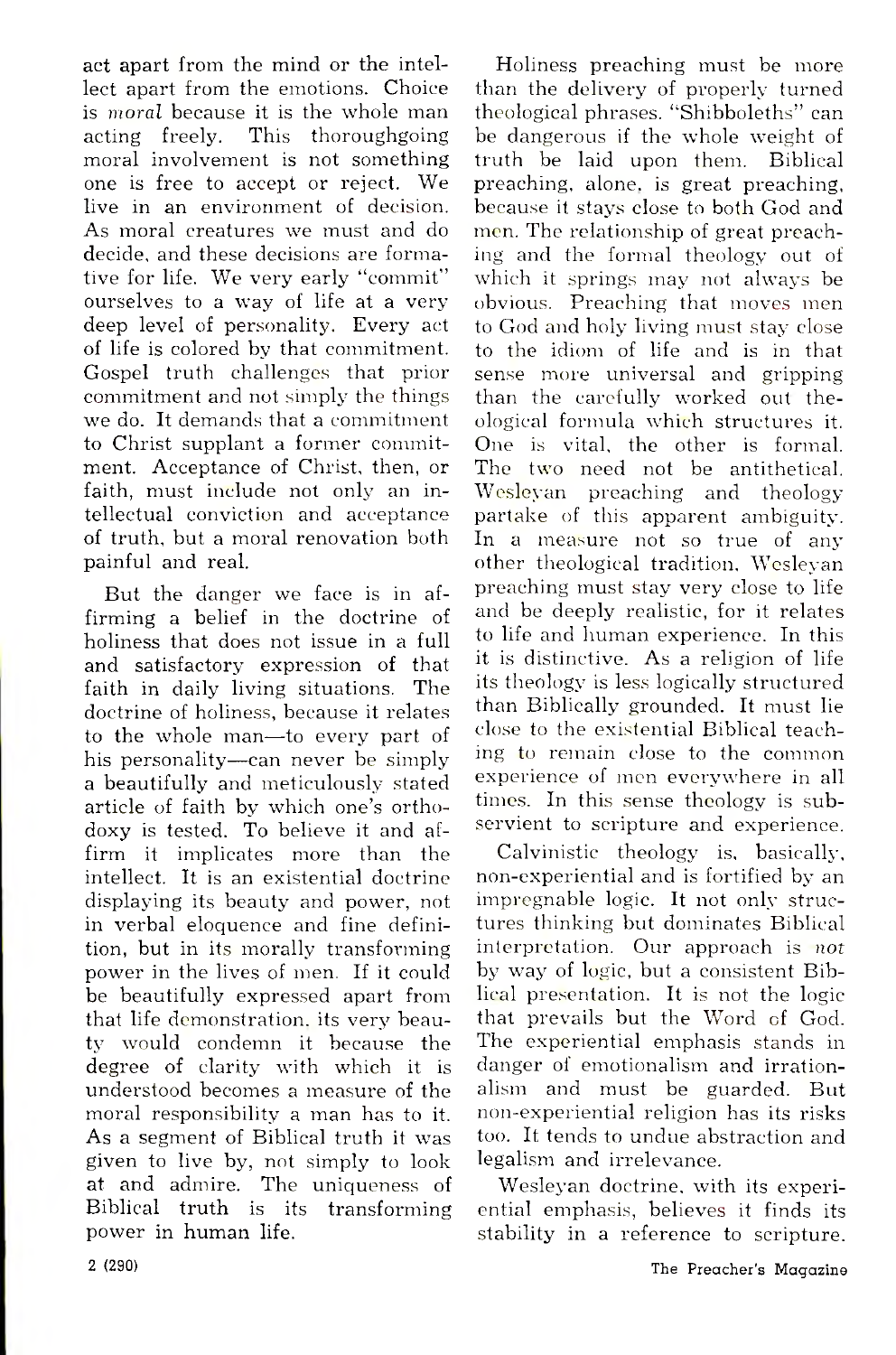act apart from the mind or the intellect apart from the emotions. Choice is *moral* because it is the whole man acting freely. This thoroughgoing moral involvement is not something one is free to accept or reject. We live in an environment of decision. As moral creatures we must and do decide, and these decisions are formative for life. We very early "commit" ourselves to a way of life at a very deep level of personality. Every act of life is colored by that commitment. Gospel truth challenges that prior commitment and not simply the things we do. It demands that a commitment to Christ supplant a former commitment. Acceptance of Christ, then, or faith, must include not only an intellectual conviction and acceptance of truth, but a moral renovation both painful and real.

But the danger we face is in affirming a belief in the doctrine of holiness that does not issue in a full and satisfactory expression of that faith in daily living situations. The doctrine of holiness, because it relates to the whole man—to every part of his personality—can never be simply a beautifully and meticulously stated article of faith by which one's orthodoxy is tested. To believe it and affirm it implicates more than the intellect. It is an existential doctrine displaying its beauty and power, not in verbal eloquence and fine definition, but in its morally transforming power in the lives of men. If it could be beautifully expressed apart from that life demonstration, its very beauty would condemn it because the degree of clarity with which it is understood becomes a measure of the moral responsibility a man has to it. As a segment of Biblical truth it was given to live by, not simply to look at and admire. The uniqueness of Biblical truth is its transforming power in human life.

Holiness preaching must be more than the delivery of properly turned theological phrases. "Shibboleths" can be dangerous if the whole weight of truth be laid upon them. Biblical preaching, alone, is great preaching, because it stays close to both God and men. The relationship of great preaching and the formal theology out of which it springs may not always be obvious. Preaching that moves men to God and holy living must stay close to the idiom of life and is in that sense more universal and gripping than the carefully worked out theological formula which structures it. One is vital, the other is formal. The two need not be antithetical. Wesleyan preaching and theology partake of this apparent ambiguity. In a measure not so true of any other theological tradition, Wesleyan preaching must stay very close to life and be deeply realistic, for it relates to life and human experience. In this it is distinctive. As a religion of life its theology is less logically structured than Biblically grounded. It must lie close to the existential Biblical teaching to remain close to the common experience of men everywhere in all times. In this sense theology is subservient to scripture and experience.

Calvinistic theology is, basically, non-experiential and is fortified by an impregnable logic. It not only structures thinking but dominates Biblical interpretation. Our approach is *not* by way of logic, but a consistent Biblical presentation. It is not the logic that prevails but the Word of God. The experiential emphasis stands in danger of emotionalism and irrationalism and must be guarded. But non-experiential religion has its risks too. It tends to undue abstraction and legalism and irrelevance.

Wesleyan doctrine, with its experiential emphasis, believes it finds its stability in a reference to scripture.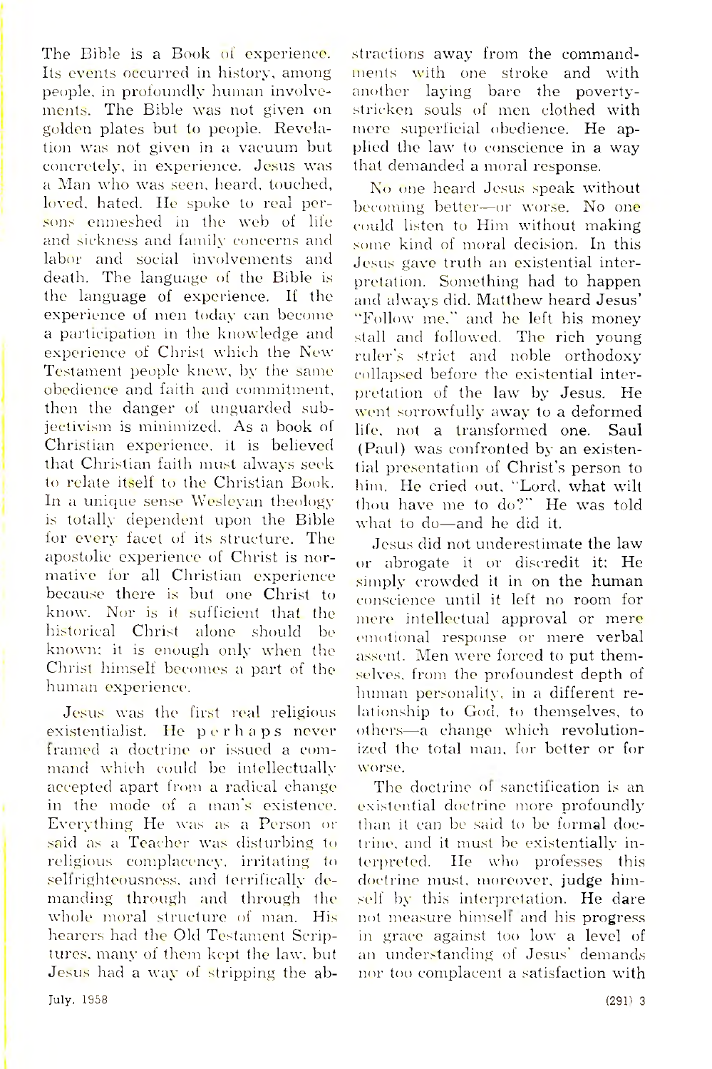The Bible is a Book of experience. Its events occurred in history, among people, in profoundly human involvements. The Bible was not given on golden plates but to people. Revelation was not given in a vacuum but concretely, in experience. Jesus was a Man who was seen, heard, touched, loved, hated. He spoke to real persons enmeshed in the web of life and sickness and family concerns and labor and social involvements and death. The language of the Bible is the language of experience. If the experience of men today can become a participation in the knowledge and experience of Christ which the New Testament people knew, by the same obedience and faith and commitment, then the danger of unguarded subjectivism is minimized. As a book of Christian experience, it is believed that Christian faith must always seek to relate itself to the Christian Book. In a unique sense Wesleyan theology is totally dependent upon the Bible for every facet of its structure. The apostolic experience of Christ is normative for all Christian experience because there is but one Christ to know. Nor is it sufficient that the historical Christ alone should be known; it is enough only when the Christ himself becomes a part of the human experience.

Jesus was the first real religious existentialist. He perhaps never framed a doctrine or issued a command which could be intellectually accepted apart from a radical change in the mode of a man's existence. Everything He was as a Person or said as a Teacher was disturbing to religious complacency, irritating to selfrighteousness, and terrifically demanding through and through the whole moral structure of man. His hearers had the Old Testament Scriptures, many of them kept the law, but Jesus had a way of stripping the abstractions away from the commandments with one stroke and with another laying bare the poverty-stricken souls of men clothed with mere superficial obedience. He applied the law to conscience in a way that demanded a moral response.

No one heard Jesus speak without becoming better—or worse. No one could listen to Him without making some kind of moral decision. In this Jesus gave truth an existential interpretation. Something had to happen and always did. Matthew heard Jesus' "Follow me," and he left his money stall and followed. The rich young ruler's strict and noble orthodoxy collapsed before the existential interpretation of the law by Jesus. He went sorrowfully away to a deformed life, not a transformed one. Saul (Paul) was confronted by an existential presentation of Christ's person to him. He cried out, "Lord, what wilt thou have me to do?" He was told what to do—and he did it.

Jesus did not underestimate the law or abrogate it or discredit it; He simply crowded it in on the human conscience until it left no room for mere intellectual approval or mere emotional response or mere verbal assent. Men were forced to put themselves, from the profoundest depth of human personality, in a different relationship to God, to themselves, to others—a change which revolutionized the total man, for better or for worse.

The doctrine of sanctification is an existential doctrine more profoundly than it can be said to be formal doctrine, and it must be existentially interpreted. He who professes this doctrine must, moreover, judge himself by this interpretation. He dare not measure himself and his progress in grace against too low a level of an understanding of Jesus' demands nor too complacent a satisfaction with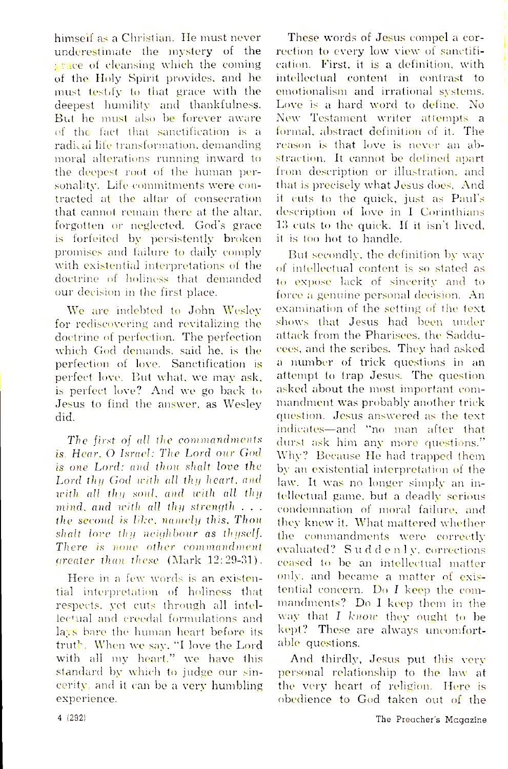himself as a Christian. He must never underestimate the mystery of the grace of cleansing which the coming of the Holy Spirit provides, and he must testify to that grace with the deepest humility and thankfulness. But he must also be forever aware of the fact that sanctification is a radical life transformation, demanding moral alterations running inward to the deepest root of the human personality. Life commitments were contracted at the altar of consecration that cannot remain there at the altar, forgotten or neglected. God's grace is forfeited by persistently broken promises and failure to daily comply with existential interpretations of the doctrine of holiness that demanded our decision in the first place.

We are indebted to John Wesley for rediscovering and revitalizing the doctrine of perfection. The perfection which God demands, said he, is the perfection of love. Sanctification is perfect love. But what, we may ask, is perfect love? And we go back to Jesus to find the answer, as Wesley did.

*The first of all the commandments is, Hear, O Israel: The Lord our God is one Lord: and thou shalt love the Lord thy God with all thy heart, and with all thy soul, and with all thy mind, and with all thy strength . . . the second is like, namely this, Thou shalt love thy neighbour as thyself. There is none other commandment greater than these* (Mark 12:29-31).

Here in a few words is an existential interpretation of holiness that respects, yet cuts through all intellectual and creedal formulations and lays bare the human heart before its truth. When we say, "I love the Lord with all my heart," we have this standard by which to judge our sincerity, and it can be a very humbling experience.

These words of Jesus compel a correction to every low view of sanctification. First, it is a definition, with intellectual content in contrast to emotionalism and irrational systems. Love is a hard word to define. No New Testament writer attempts a formal, abstract definition of it. The reason is that love is never an abstraction. It cannot be defined apart from description or illustration, and that is precisely what Jesus does. And it cuts to the quick, just as Paul's description of love in I Corinthians 13 cuts to the quick. If it isn't lived, it is too hot to handle.

But secondly, the definition by way of intellectual content is so stated as to expose lack of sincerity and to force a genuine personal decision. An examination of the setting of the text shows that Jesus had been under attack from the Pharisees, the Sadducees, and the scribes. They had asked a number of trick questions in an attempt to trap Jesus. The question asked about the most important commandment was probably another trick question. Jesus answered as the text indicates—and "no man after that durst ask him any more questions." Why? Because He had trapped them by an existential interpretation of the law. It was no longer simply an intellectual game, but a deadly serious condemnation of moral failure, and they knew it. What mattered whether the commandments were correctly evaluated? Suddenly, corrections ceased to be an intellectual matter only, and became a matter of existential concern. Do *I* keep the commandments? Do I keep them in the way that *I know* they ought to be kept? These are always uncomfortable questions.

And thirdly, Jesus put this very personal relationship to the law at the very heart of religion. Here is obedience to God taken out of the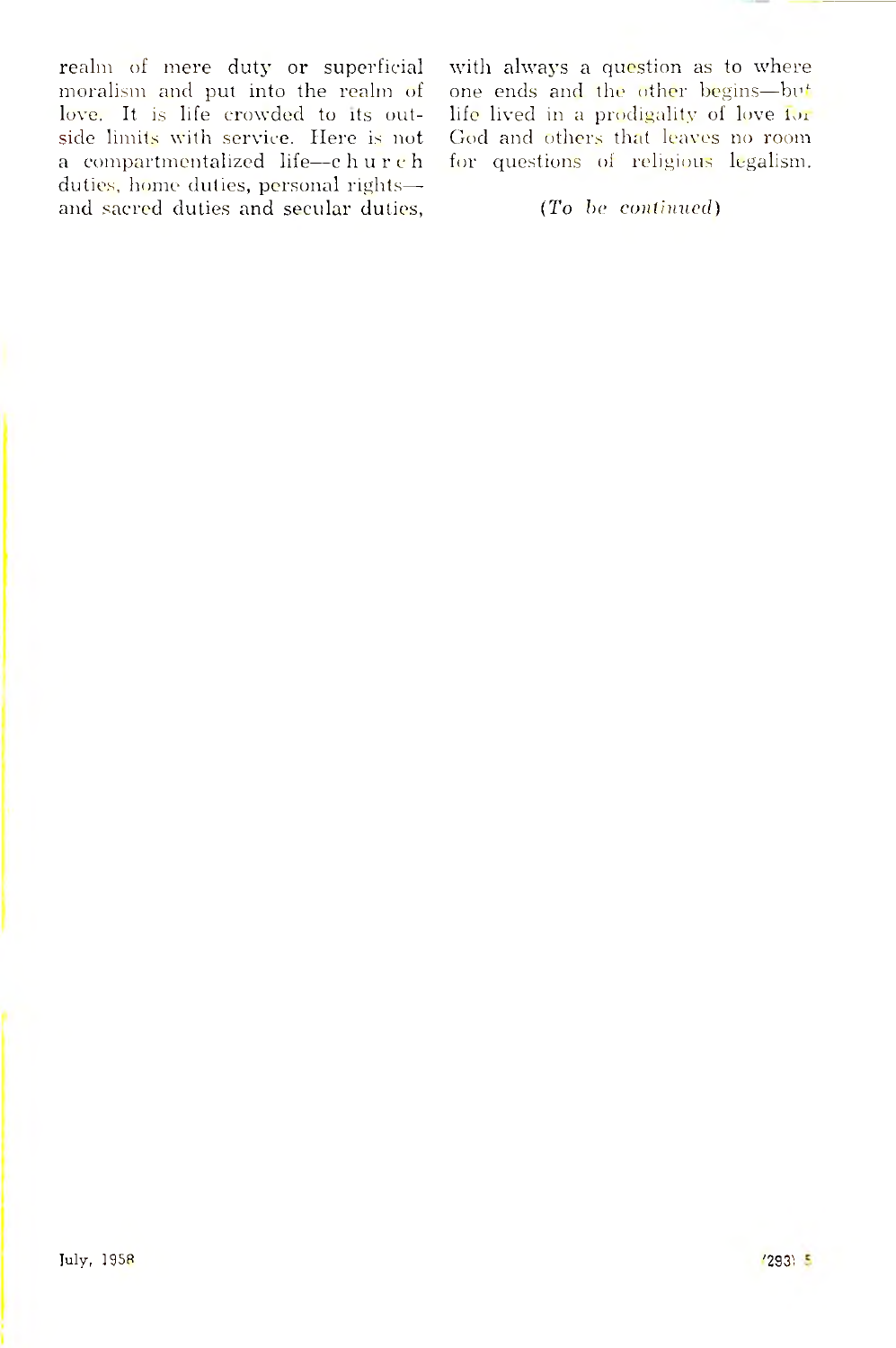realm of mere duty or superficial moralism and put into the realm of love. It is life crowded to its outside limits with service. Here is not a compartmentalized life—church duties, home duties, personal rights—and sacred duties and secular duties, with always a question as to where one ends and the other begins—but life lived in a prodigality of love for God and others that leaves no room for questions of religious legalism.

*(To be continued)*